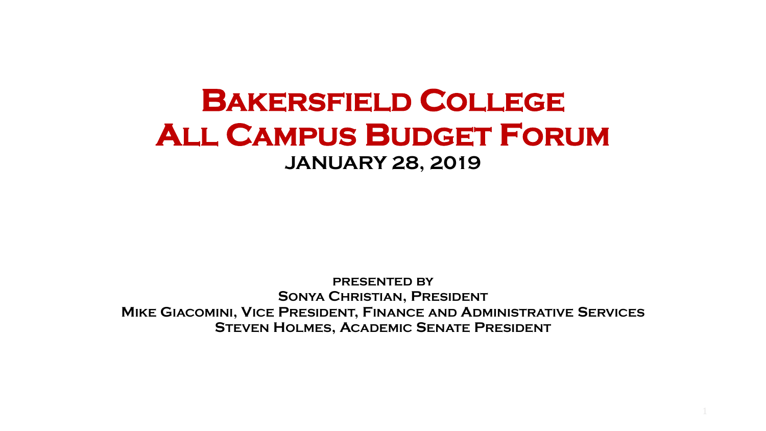# Bakersfield College All Campus Budget Forum

## January 28, 2019

**presented by**

**Sonya Christian, President**

**Mike Giacomini, Vice President, Finance and Administrative Services**

**Steven Holmes, Academic Senate President**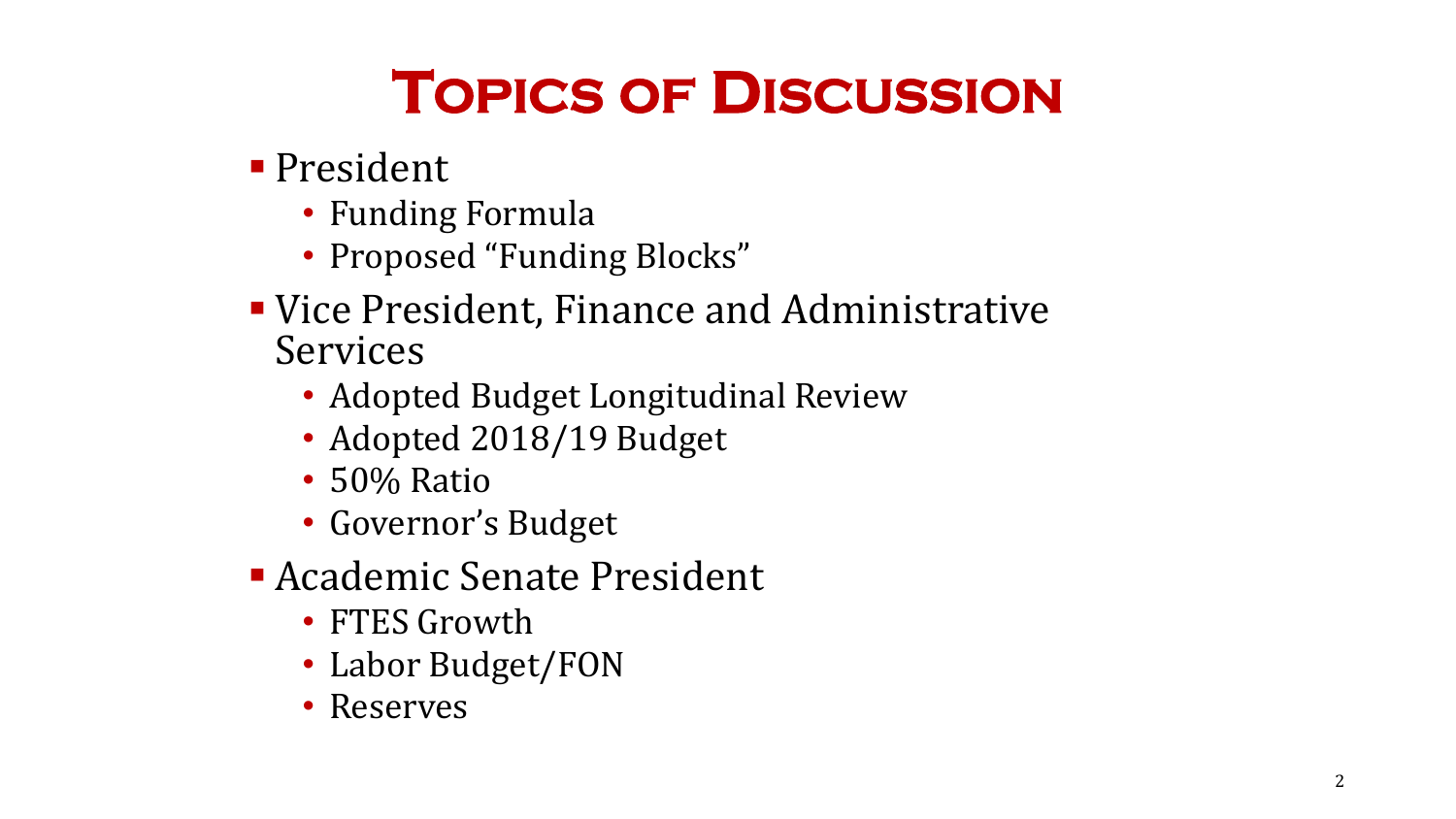# Topics of Discussion

- President
  - Funding Formula
  - Proposed "Funding Blocks"
- Vice President, Finance and Administrative Services
  - Adopted Budget Longitudinal Review
  - Adopted 2018/19 Budget
  - 50% Ratio
  - Governor's Budget
- Academic Senate President
  - FTES Growth
  - Labor Budget/FON
  - Reserves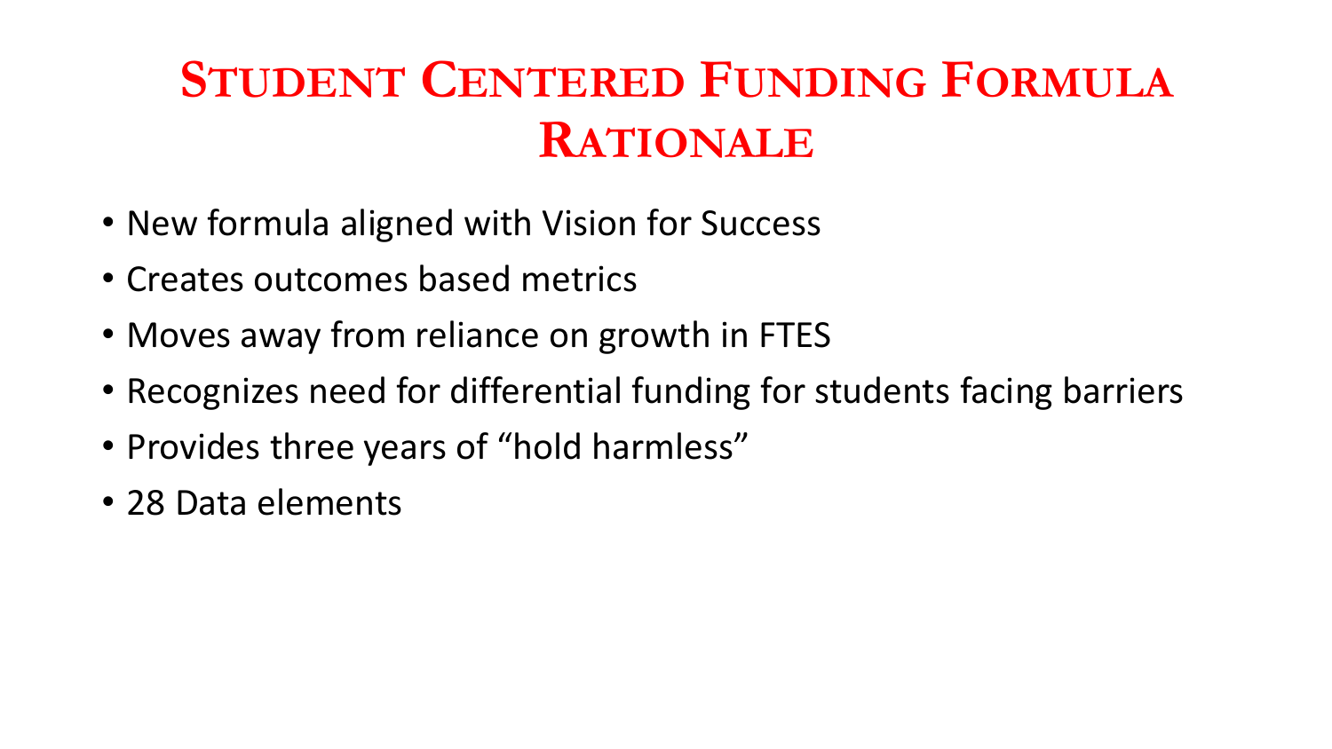# Student Centered Funding Formula Rationale

- New formula aligned with Vision for Success
- Creates outcomes based metrics
- Moves away from reliance on growth in FTES
- Recognizes need for differential funding for students facing barriers
- Provides three years of "hold harmless"
- 28 Data elements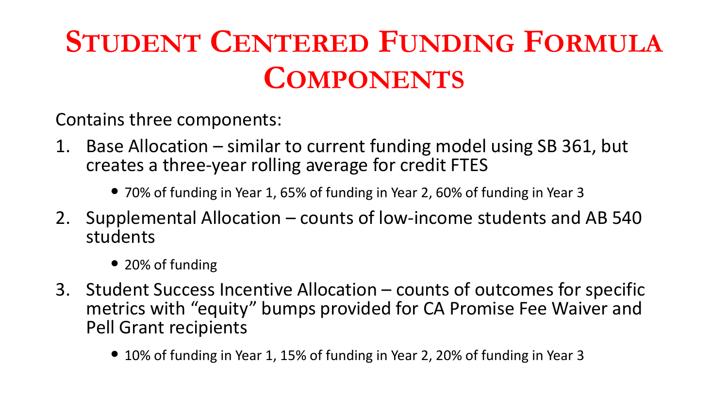# Student Centered Funding Formula Components

Contains three components:

1. Base Allocation – similar to current funding model using SB 361, but creates a three-year rolling average for credit FTES
   - 70% of funding in Year 1, 65% of funding in Year 2, 60% of funding in Year 3
2. Supplemental Allocation – counts of low-income students and AB 540 students
   - 20% of funding
3. Student Success Incentive Allocation – counts of outcomes for specific metrics with "equity" bumps provided for CA Promise Fee Waiver and Pell Grant recipients
   - 10% of funding in Year 1, 15% of funding in Year 2, 20% of funding in Year 3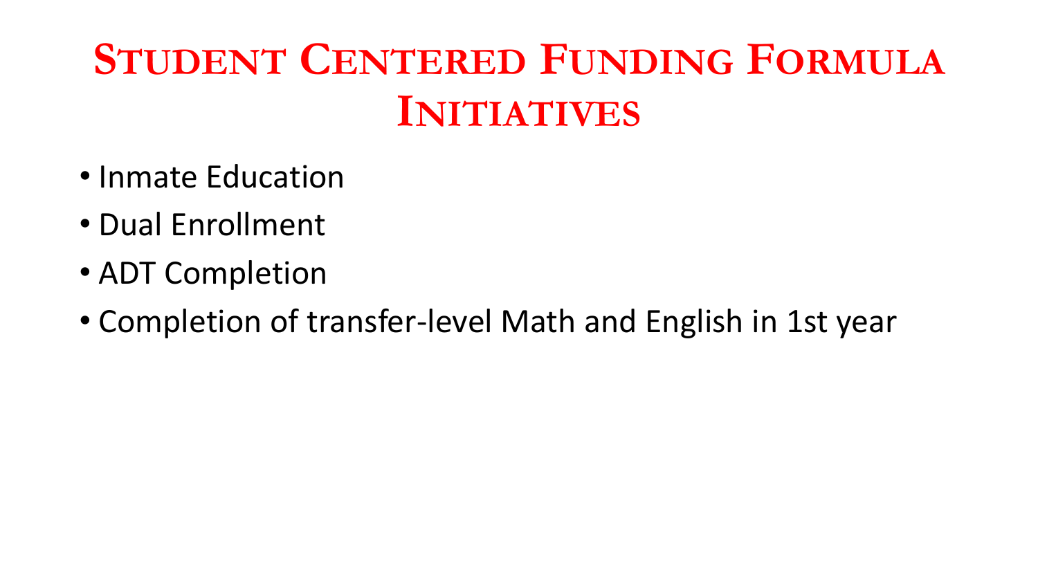# Student Centered Funding Formula Initiatives

- Inmate Education
- Dual Enrollment
- ADT Completion
- Completion of transfer-level Math and English in 1st year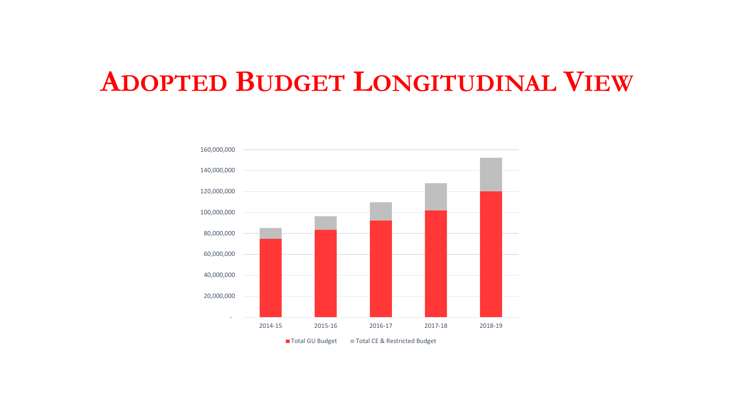# Adopted Budget Longitudinal View

160,000,000
140,000,000
120,000,000
100,000,000
80,000,000
60,000,000
40,000,000
20,000,000
-

2014-15 2015-16 2016-17 2017-18 2018-19

Total GU Budget Total CE & Restricted Budget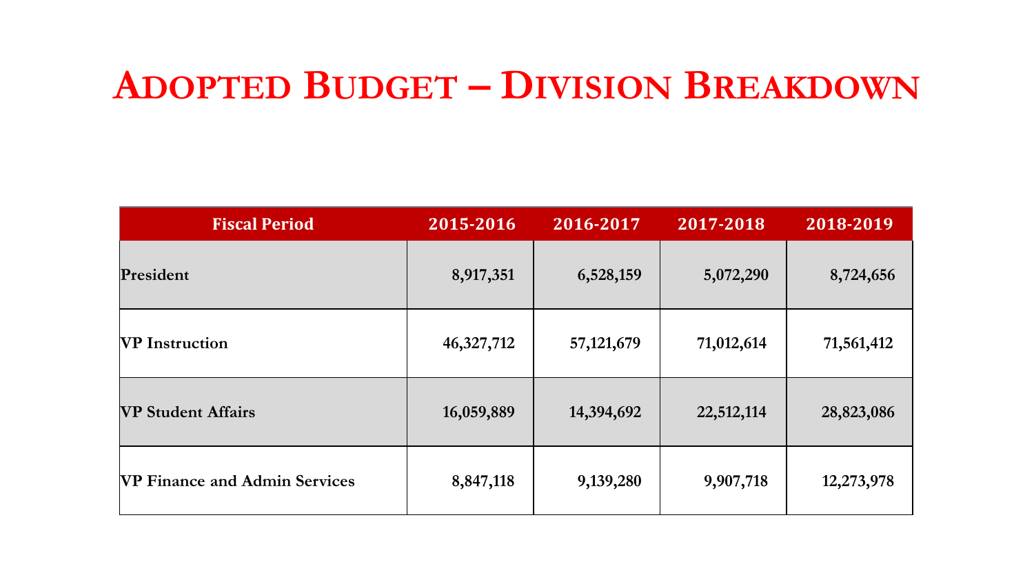# Adopted Budget – Division Breakdown

| Fiscal Period | 2015-2016 | 2016-2017 | 2017-2018 | 2018-2019 |
|---|---|---|---|---|
| **President** | **8,917,351** | **6,528,159** | **5,072,290** | **8,724,656** |
| **VP Instruction** | **46,327,712** | **57,121,679** | **71,012,614** | **71,561,412** |
| **VP Student Affairs** | **16,059,889** | **14,394,692** | **22,512,114** | **28,823,086** |
| **VP Finance and Admin Services** | **8,847,118** | **9,139,280** | **9,907,718** | **12,273,978** |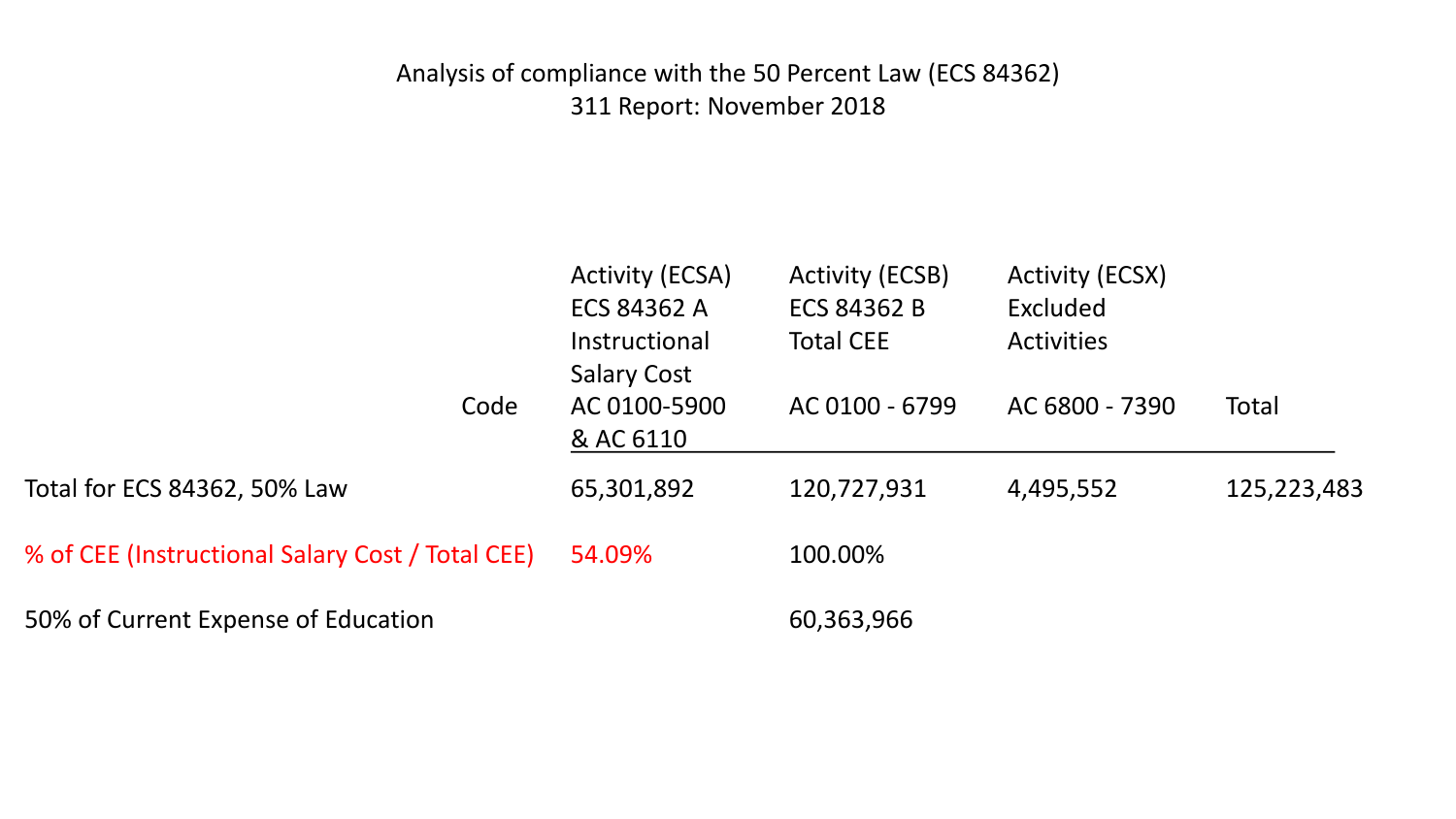# Analysis of compliance with the 50 Percent Law (ECS 84362)

## 311 Report: November 2018

| Code | Activity (ECSA) ECS 84362 A Instructional Salary Cost AC 0100-5900 & AC 6110 | Activity (ECSB) ECS 84362 B Total CEE AC 0100 - 6799 | Activity (ECSX) Excluded Activities AC 6800 - 7390 | Total |
|---|---|---|---|---|
| Total for ECS 84362, 50% Law | 65,301,892 | 120,727,931 | 4,495,552 | 125,223,483 |
| % of CEE (Instructional Salary Cost / Total CEE) | 54.09% | 100.00% | | |
| 50% of Current Expense of Education | | 60,363,966 | | |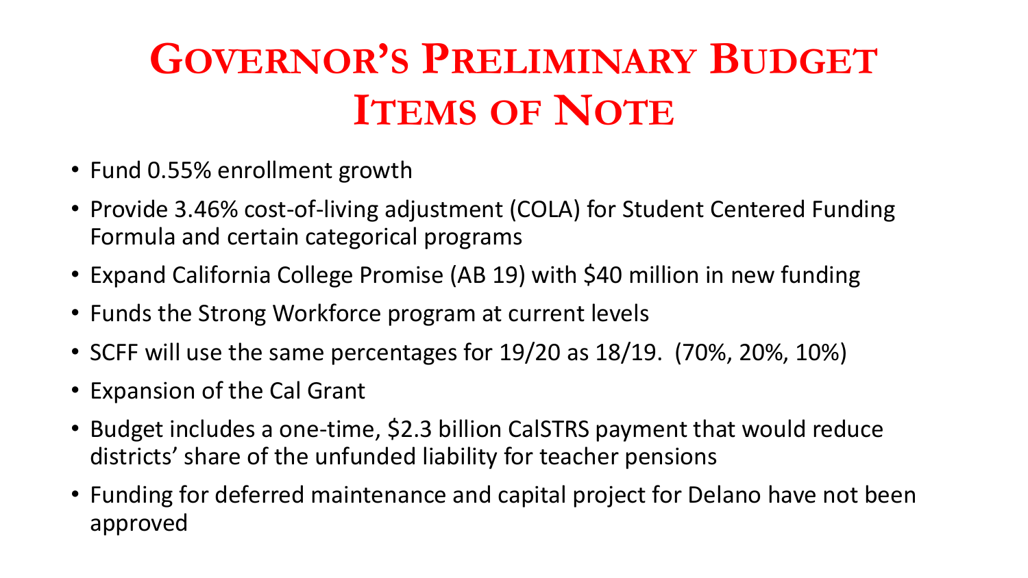# Governor's Preliminary Budget Items of Note

- Fund 0.55% enrollment growth
- Provide 3.46% cost-of-living adjustment (COLA) for Student Centered Funding Formula and certain categorical programs
- Expand California College Promise (AB 19) with $40 million in new funding
- Funds the Strong Workforce program at current levels
- SCFF will use the same percentages for 19/20 as 18/19. (70%, 20%, 10%)
- Expansion of the Cal Grant
- Budget includes a one-time, $2.3 billion CalSTRS payment that would reduce districts' share of the unfunded liability for teacher pensions
- Funding for deferred maintenance and capital project for Delano have not been approved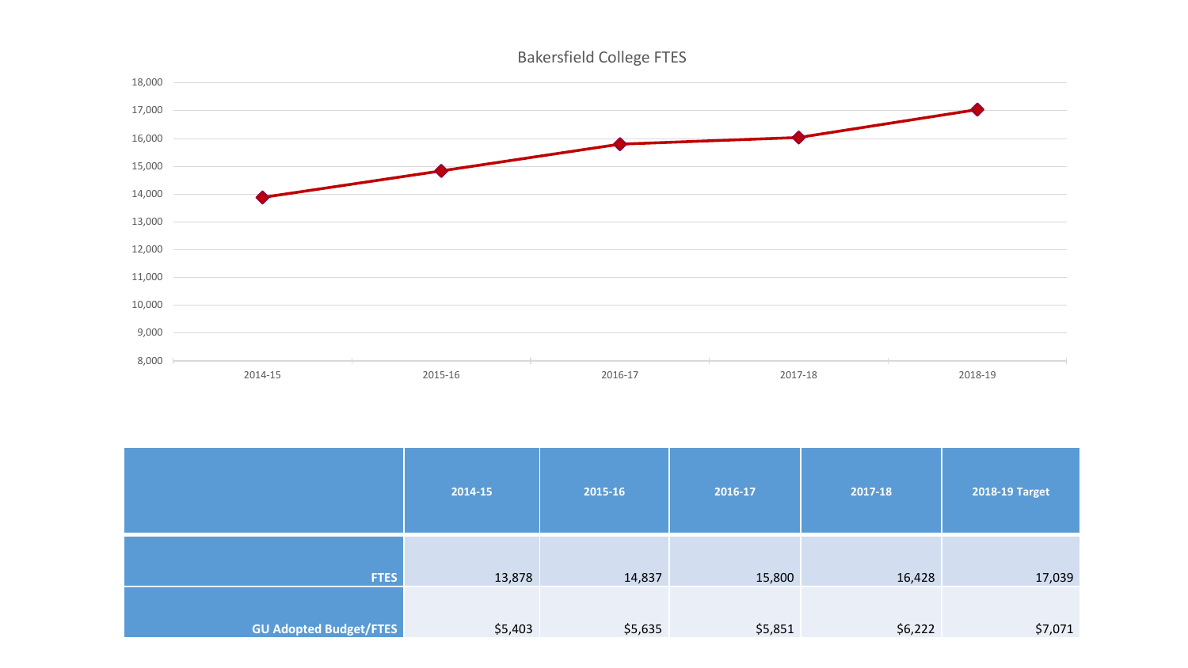## Bakersfield College FTES

| | 2014-15 | 2015-16 | 2016-17 | 2017-18 | 2018-19 Target |
|---|---|---|---|---|---|
| **FTES** | 13,878 | 14,837 | 15,800 | 16,428 | 17,039 |
| **GU Adopted Budget/FTES** | $5,403 | $5,635 | $5,851 | $6,222 | $7,071 |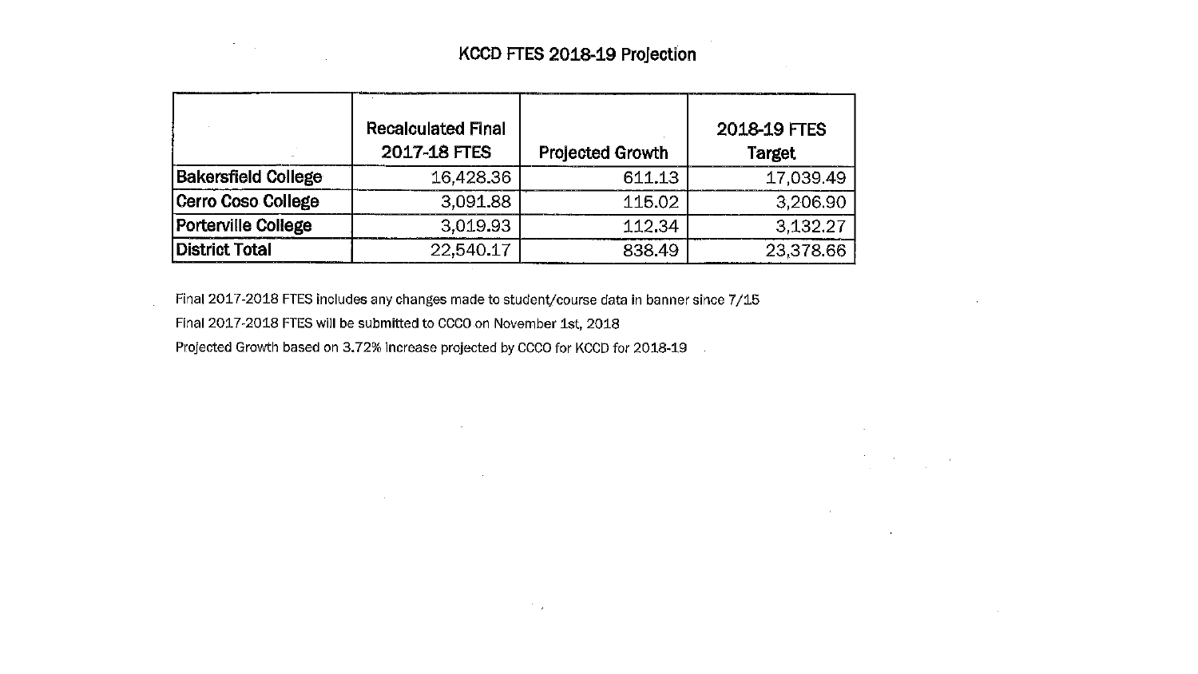# KCCD FTES 2018-19 Projection

| | Recalculated Final 2017-18 FTES | Projected Growth | 2018-19 FTES Target |
|---|---|---|---|
| **Bakersfield College** | 16,428.36 | 611.13 | 17,039.49 |
| **Cerro Coso College** | 3,091.88 | 115.02 | 3,206.90 |
| **Porterville College** | 3,019.93 | 112.34 | 3,132.27 |
| **District Total** | 22,540.17 | 838.49 | 23,378.66 |

Final 2017-2018 FTES includes any changes made to student/course data in banner since 7/15

Final 2017-2018 FTES will be submitted to CCCO on November 1st, 2018

Projected Growth based on 3.72% increase projected by CCCO for KCCD for 2018-19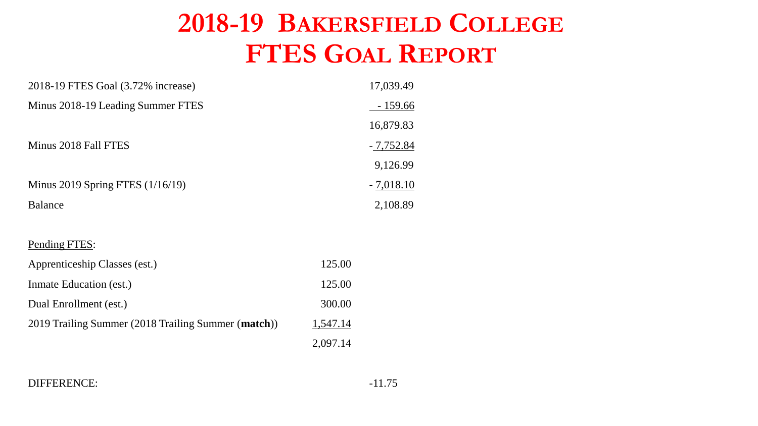# 2018-19 Bakersfield College FTES Goal Report

| | | |
|---|---|---|
| 2018-19 FTES Goal (3.72% increase) | | 17,039.49 |
| Minus 2018-19 Leading Summer FTES | | - 159.66 |
| | | 16,879.83 |
| Minus 2018 Fall FTES | | - 7,752.84 |
| | | 9,126.99 |
| Minus 2019 Spring FTES (1/16/19) | | - 7,018.10 |
| Balance | | 2,108.89 |

Pending FTES:

| | | |
|---|---|---|
| Apprenticeship Classes (est.) | 125.00 | |
| Inmate Education (est.) | 125.00 | |
| Dual Enrollment (est.) | 300.00 | |
| 2019 Trailing Summer (2018 Trailing Summer (**match**)) | 1,547.14 | |
| | 2,097.14 | |

DIFFERENCE: -11.75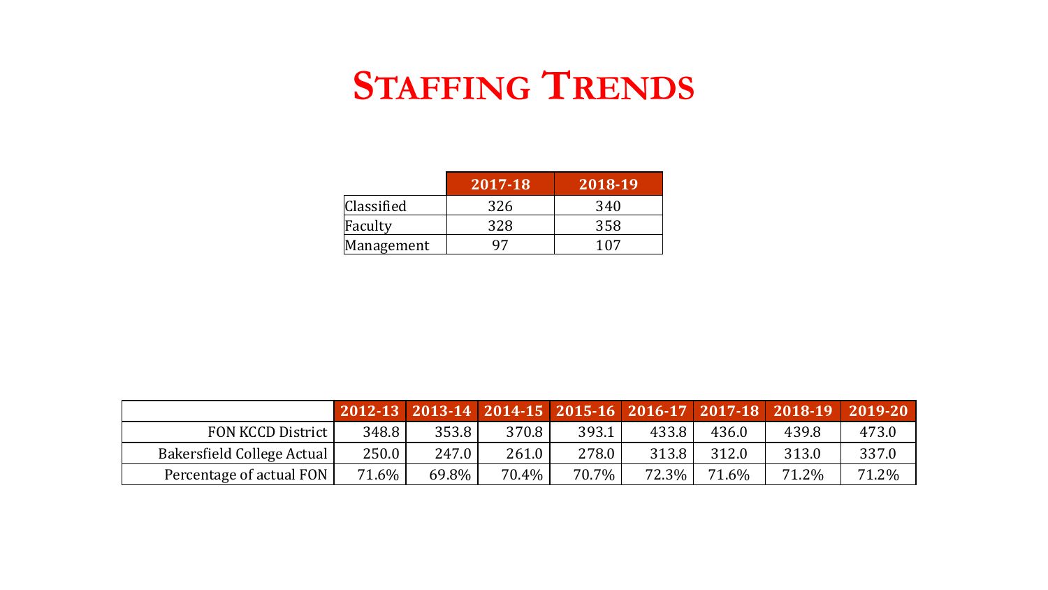# Staffing Trends

| | 2017-18 | 2018-19 |
|---|---|---|
| Classified | 326 | 340 |
| Faculty | 328 | 358 |
| Management | 97 | 107 |

| | 2012-13 | 2013-14 | 2014-15 | 2015-16 | 2016-17 | 2017-18 | 2018-19 | 2019-20 |
|---|---|---|---|---|---|---|---|---|
| FON KCCD District | 348.8 | 353.8 | 370.8 | 393.1 | 433.8 | 436.0 | 439.8 | 473.0 |
| Bakersfield College Actual | 250.0 | 247.0 | 261.0 | 278.0 | 313.8 | 312.0 | 313.0 | 337.0 |
| Percentage of actual FON | 71.6% | 69.8% | 70.4% | 70.7% | 72.3% | 71.6% | 71.2% | 71.2% |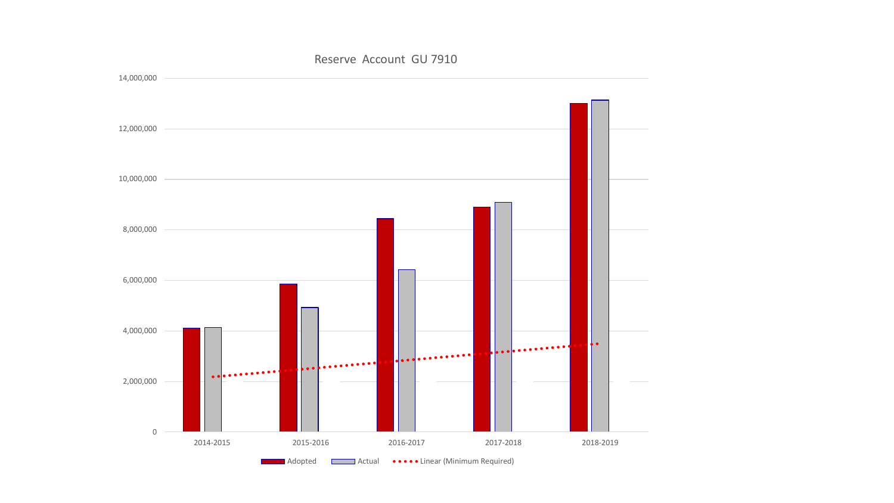Reserve Account GU 7910

14,000,000
12,000,000
10,000,000
8,000,000
6,000,000
4,000,000
2,000,000
0

2014-2015
2015-2016
2016-2017
2017-2018
2018-2019

Adopted
Actual
Linear (Minimum Required)